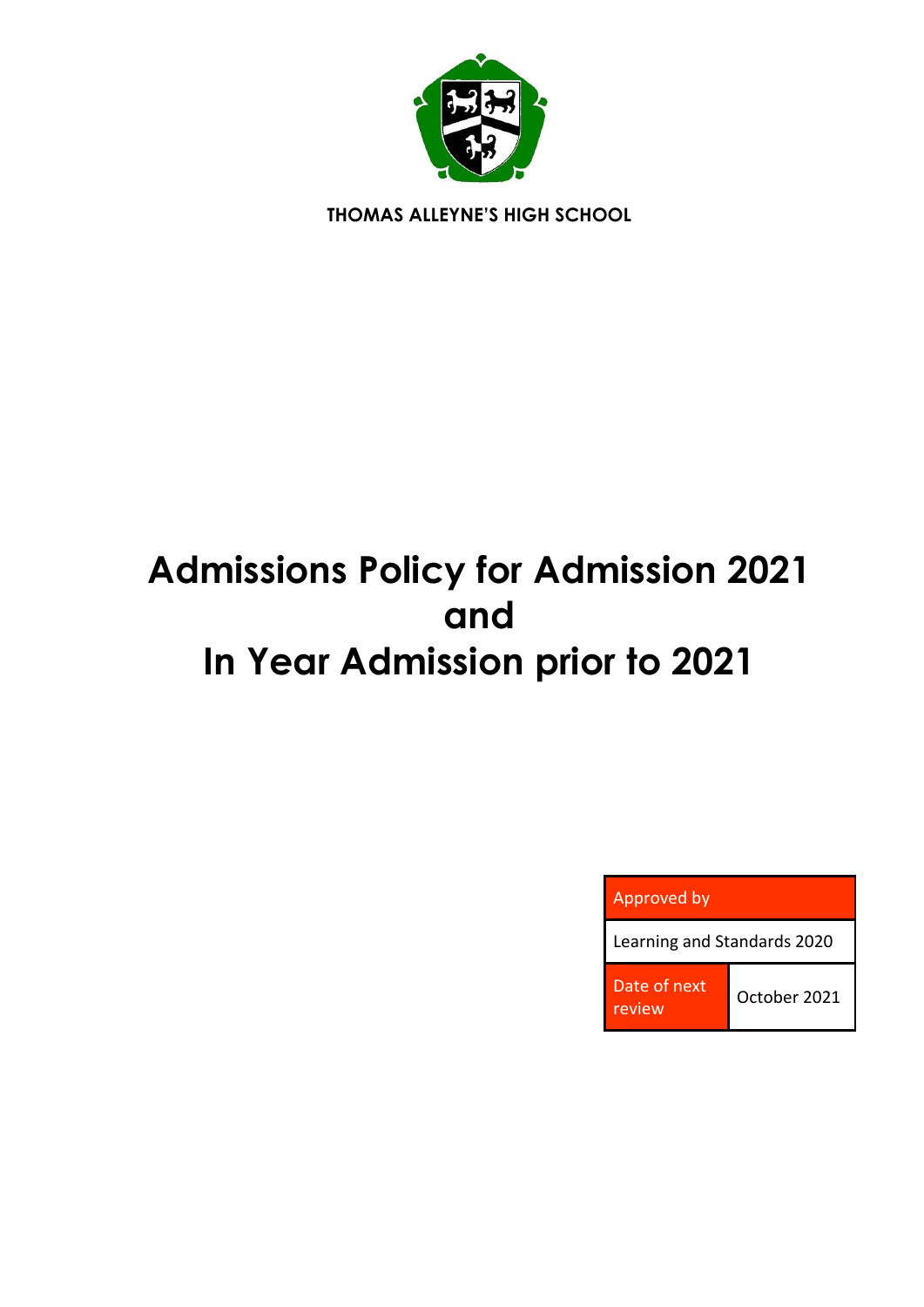**THOMAS ALLEYNE'S HIGH SCHOOL**

# Admissions Policy for Admission 2021 and In Year Admission prior to 2021

| Approved by | |
|---|---|
| Learning and Standards 2020 | |
| Date of next review | October 2021 |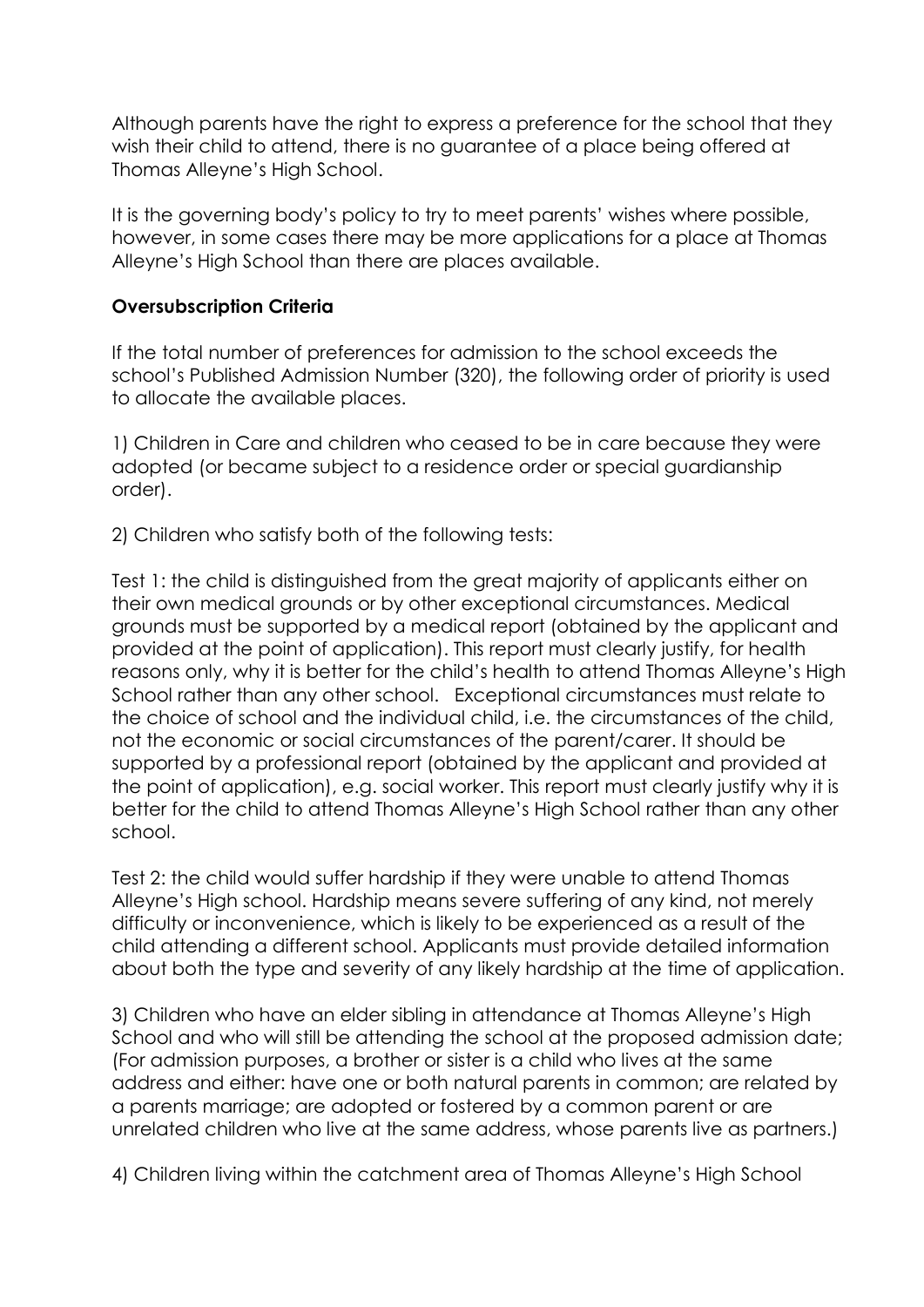Although parents have the right to express a preference for the school that they wish their child to attend, there is no guarantee of a place being offered at Thomas Alleyne's High School.

It is the governing body's policy to try to meet parents' wishes where possible, however, in some cases there may be more applications for a place at Thomas Alleyne's High School than there are places available.

**Oversubscription Criteria**

If the total number of preferences for admission to the school exceeds the school's Published Admission Number (320), the following order of priority is used to allocate the available places.

1) Children in Care and children who ceased to be in care because they were adopted (or became subject to a residence order or special guardianship order).

2) Children who satisfy both of the following tests:

Test 1: the child is distinguished from the great majority of applicants either on their own medical grounds or by other exceptional circumstances. Medical grounds must be supported by a medical report (obtained by the applicant and provided at the point of application). This report must clearly justify, for health reasons only, why it is better for the child's health to attend Thomas Alleyne's High School rather than any other school. Exceptional circumstances must relate to the choice of school and the individual child, i.e. the circumstances of the child, not the economic or social circumstances of the parent/carer. It should be supported by a professional report (obtained by the applicant and provided at the point of application), e.g. social worker. This report must clearly justify why it is better for the child to attend Thomas Alleyne's High School rather than any other school.

Test 2: the child would suffer hardship if they were unable to attend Thomas Alleyne's High school. Hardship means severe suffering of any kind, not merely difficulty or inconvenience, which is likely to be experienced as a result of the child attending a different school. Applicants must provide detailed information about both the type and severity of any likely hardship at the time of application.

3) Children who have an elder sibling in attendance at Thomas Alleyne's High School and who will still be attending the school at the proposed admission date; (For admission purposes, a brother or sister is a child who lives at the same address and either: have one or both natural parents in common; are related by a parents marriage; are adopted or fostered by a common parent or are unrelated children who live at the same address, whose parents live as partners.)

4) Children living within the catchment area of Thomas Alleyne's High School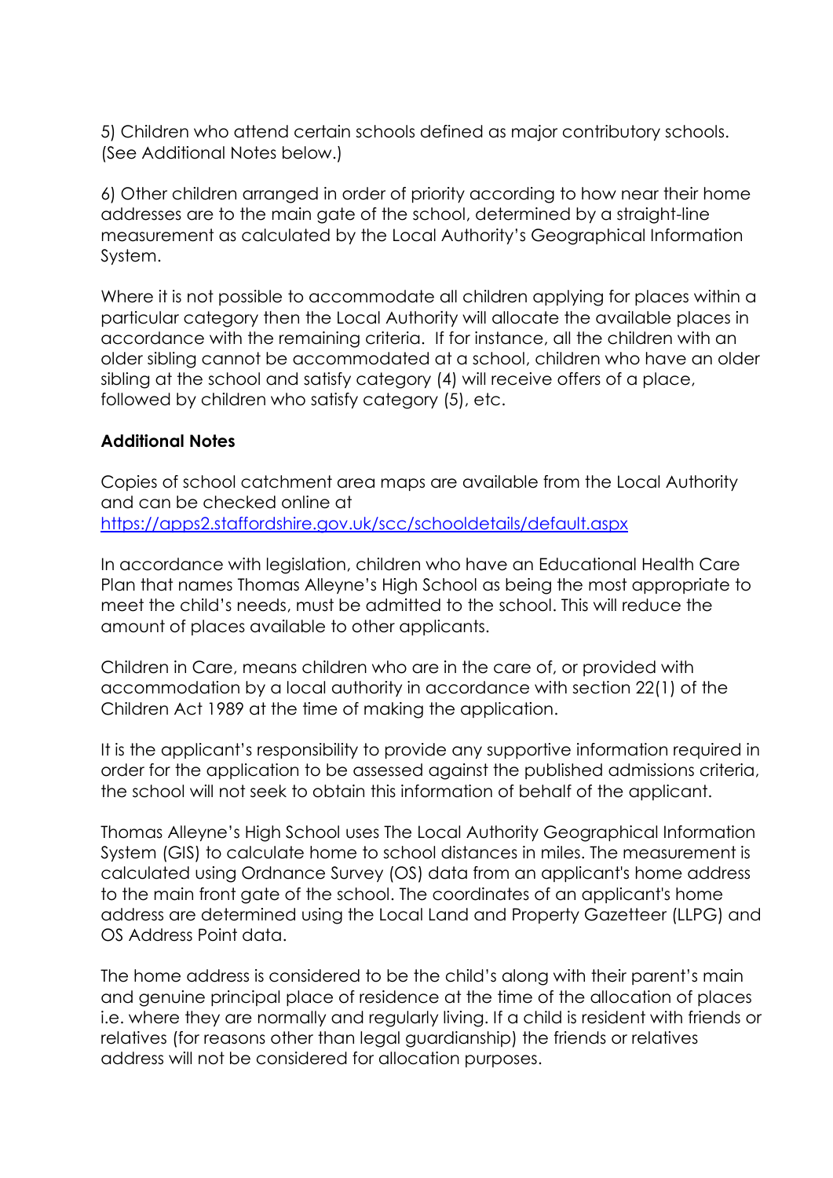5) Children who attend certain schools defined as major contributory schools. (See Additional Notes below.)

6) Other children arranged in order of priority according to how near their home addresses are to the main gate of the school, determined by a straight-line measurement as calculated by the Local Authority's Geographical Information System.

Where it is not possible to accommodate all children applying for places within a particular category then the Local Authority will allocate the available places in accordance with the remaining criteria. If for instance, all the children with an older sibling cannot be accommodated at a school, children who have an older sibling at the school and satisfy category (4) will receive offers of a place, followed by children who satisfy category (5), etc.

**Additional Notes**

Copies of school catchment area maps are available from the Local Authority and can be checked online at [https://apps2.staffordshire.gov.uk/scc/schooldetails/default.aspx](https://apps2.staffordshire.gov.uk/scc/schooldetails/default.aspx)

In accordance with legislation, children who have an Educational Health Care Plan that names Thomas Alleyne's High School as being the most appropriate to meet the child's needs, must be admitted to the school. This will reduce the amount of places available to other applicants.

Children in Care, means children who are in the care of, or provided with accommodation by a local authority in accordance with section 22(1) of the Children Act 1989 at the time of making the application.

It is the applicant's responsibility to provide any supportive information required in order for the application to be assessed against the published admissions criteria, the school will not seek to obtain this information of behalf of the applicant.

Thomas Alleyne's High School uses The Local Authority Geographical Information System (GIS) to calculate home to school distances in miles. The measurement is calculated using Ordnance Survey (OS) data from an applicant's home address to the main front gate of the school. The coordinates of an applicant's home address are determined using the Local Land and Property Gazetteer (LLPG) and OS Address Point data.

The home address is considered to be the child's along with their parent's main and genuine principal place of residence at the time of the allocation of places i.e. where they are normally and regularly living. If a child is resident with friends or relatives (for reasons other than legal guardianship) the friends or relatives address will not be considered for allocation purposes.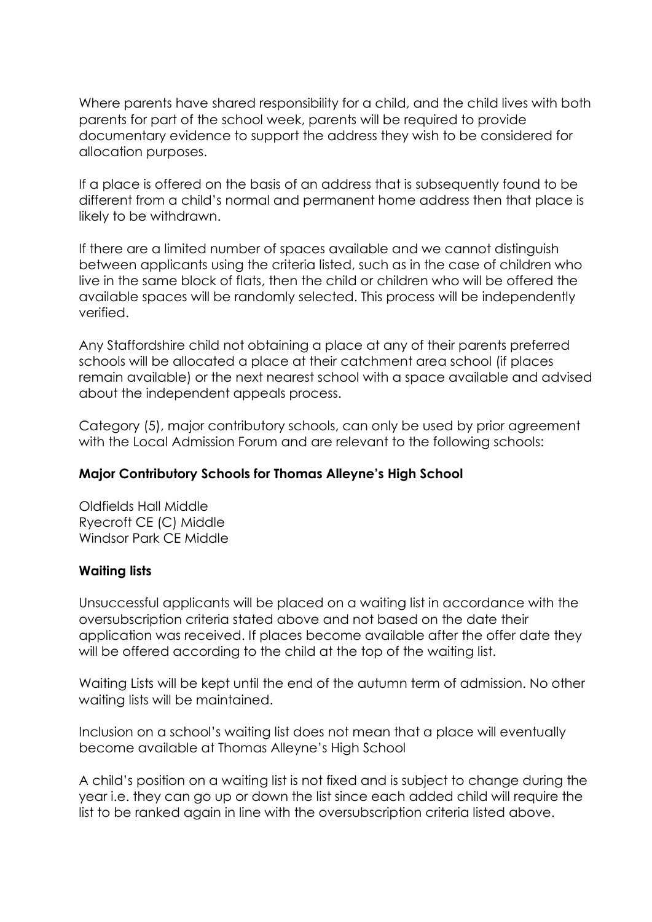Where parents have shared responsibility for a child, and the child lives with both parents for part of the school week, parents will be required to provide documentary evidence to support the address they wish to be considered for allocation purposes.

If a place is offered on the basis of an address that is subsequently found to be different from a child's normal and permanent home address then that place is likely to be withdrawn.

If there are a limited number of spaces available and we cannot distinguish between applicants using the criteria listed, such as in the case of children who live in the same block of flats, then the child or children who will be offered the available spaces will be randomly selected. This process will be independently verified.

Any Staffordshire child not obtaining a place at any of their parents preferred schools will be allocated a place at their catchment area school (if places remain available) or the next nearest school with a space available and advised about the independent appeals process.

Category (5), major contributory schools, can only be used by prior agreement with the Local Admission Forum and are relevant to the following schools:

**Major Contributory Schools for Thomas Alleyne's High School**

Oldfields Hall Middle
Ryecroft CE (C) Middle
Windsor Park CE Middle

**Waiting lists**

Unsuccessful applicants will be placed on a waiting list in accordance with the oversubscription criteria stated above and not based on the date their application was received. If places become available after the offer date they will be offered according to the child at the top of the waiting list.

Waiting Lists will be kept until the end of the autumn term of admission. No other waiting lists will be maintained.

Inclusion on a school's waiting list does not mean that a place will eventually become available at Thomas Alleyne's High School

A child's position on a waiting list is not fixed and is subject to change during the year i.e. they can go up or down the list since each added child will require the list to be ranked again in line with the oversubscription criteria listed above.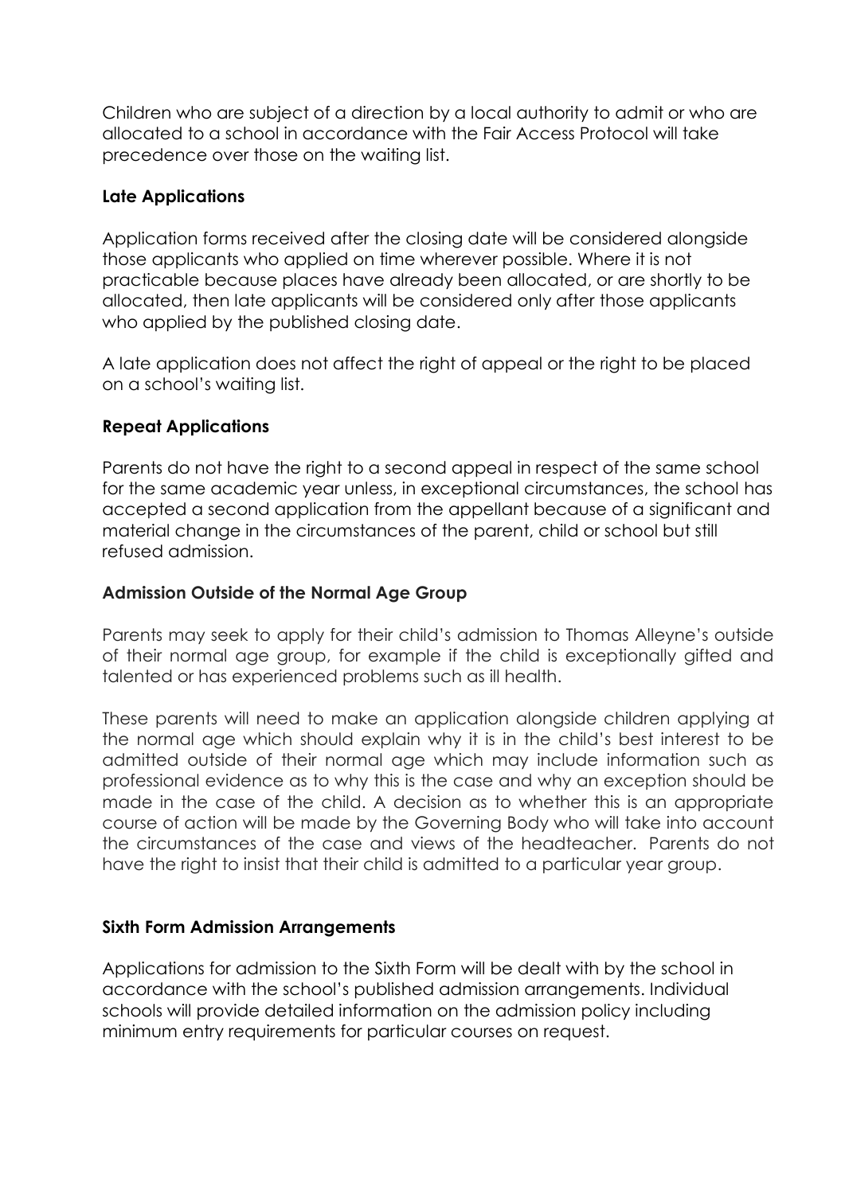Children who are subject of a direction by a local authority to admit or who are allocated to a school in accordance with the Fair Access Protocol will take precedence over those on the waiting list.

**Late Applications**

Application forms received after the closing date will be considered alongside those applicants who applied on time wherever possible. Where it is not practicable because places have already been allocated, or are shortly to be allocated, then late applicants will be considered only after those applicants who applied by the published closing date.

A late application does not affect the right of appeal or the right to be placed on a school's waiting list.

**Repeat Applications**

Parents do not have the right to a second appeal in respect of the same school for the same academic year unless, in exceptional circumstances, the school has accepted a second application from the appellant because of a significant and material change in the circumstances of the parent, child or school but still refused admission.

**Admission Outside of the Normal Age Group**

Parents may seek to apply for their child's admission to Thomas Alleyne's outside of their normal age group, for example if the child is exceptionally gifted and talented or has experienced problems such as ill health.

These parents will need to make an application alongside children applying at the normal age which should explain why it is in the child's best interest to be admitted outside of their normal age which may include information such as professional evidence as to why this is the case and why an exception should be made in the case of the child. A decision as to whether this is an appropriate course of action will be made by the Governing Body who will take into account the circumstances of the case and views of the headteacher. Parents do not have the right to insist that their child is admitted to a particular year group.

**Sixth Form Admission Arrangements**

Applications for admission to the Sixth Form will be dealt with by the school in accordance with the school's published admission arrangements. Individual schools will provide detailed information on the admission policy including minimum entry requirements for particular courses on request.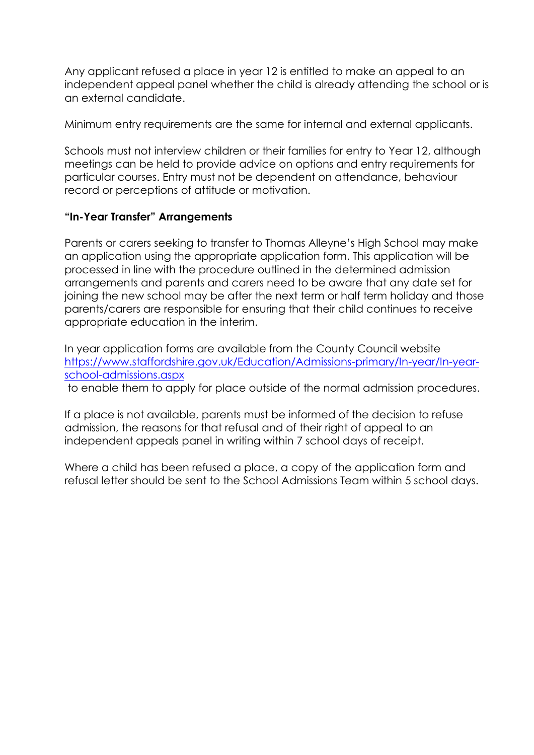Any applicant refused a place in year 12 is entitled to make an appeal to an independent appeal panel whether the child is already attending the school or is an external candidate.

Minimum entry requirements are the same for internal and external applicants.

Schools must not interview children or their families for entry to Year 12, although meetings can be held to provide advice on options and entry requirements for particular courses. Entry must not be dependent on attendance, behaviour record or perceptions of attitude or motivation.

**"In-Year Transfer" Arrangements**

Parents or carers seeking to transfer to Thomas Alleyne's High School may make an application using the appropriate application form. This application will be processed in line with the procedure outlined in the determined admission arrangements and parents and carers need to be aware that any date set for joining the new school may be after the next term or half term holiday and those parents/carers are responsible for ensuring that their child continues to receive appropriate education in the interim.

In year application forms are available from the County Council website [https://www.staffordshire.gov.uk/Education/Admissions-primary/In-year/In-year-school-admissions.aspx](https://www.staffordshire.gov.uk/Education/Admissions-primary/In-year/In-year-school-admissions.aspx)
to enable them to apply for place outside of the normal admission procedures.

If a place is not available, parents must be informed of the decision to refuse admission, the reasons for that refusal and of their right of appeal to an independent appeals panel in writing within 7 school days of receipt.

Where a child has been refused a place, a copy of the application form and refusal letter should be sent to the School Admissions Team within 5 school days.